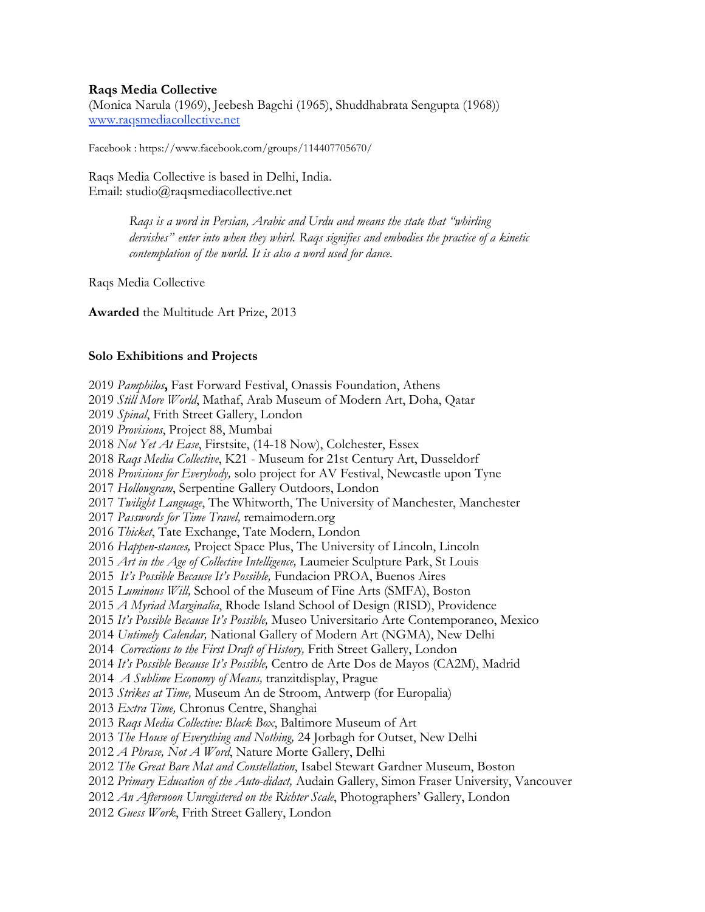**Raqs Media Collective**

(Monica Narula (1969), Jeebesh Bagchi (1965), Shuddhabrata Sengupta (1968))

www.raqsmediacollective.net

Facebook : https://www.facebook.com/groups/114407705670/

Raqs Media Collective is based in Delhi, India.

Email: studio@raqsmediacollective.net

> *Raqs is a word in Persian, Arabic and Urdu and means the state that "whirling dervishes" enter into when they whirl. Raqs signifies and embodies the practice of a kinetic contemplation of the world. It is also a word used for dance.*

Raqs Media Collective

**Awarded** the Multitude Art Prize, 2013

**Solo Exhibitions and Projects**

2019 *Pamphilos***,** Fast Forward Festival, Onassis Foundation, Athens
2019 *Still More World*, Mathaf, Arab Museum of Modern Art, Doha, Qatar
2019 *Spinal*, Frith Street Gallery, London
2019 *Provisions*, Project 88, Mumbai
2018 *Not Yet At Ease*, Firstsite, (14-18 Now), Colchester, Essex
2018 *Raqs Media Collective*, K21 - Museum for 21st Century Art, Dusseldorf
2018 *Provisions for Everybody,* solo project for AV Festival, Newcastle upon Tyne
2017 *Hollowgram*, Serpentine Gallery Outdoors, London
2017 *Twilight Language*, The Whitworth, The University of Manchester, Manchester
2017 *Passwords for Time Travel,* remaimodern.org
2016 *Thicket*, Tate Exchange, Tate Modern, London
2016 *Happen-stances,* Project Space Plus, The University of Lincoln, Lincoln
2015 *Art in the Age of Collective Intelligence,* Laumeier Sculpture Park, St Louis
2015 *It's Possible Because It's Possible,* Fundacion PROA, Buenos Aires
2015 *Luminous Will,* School of the Museum of Fine Arts (SMFA), Boston
2015 *A Myriad Marginalia*, Rhode Island School of Design (RISD), Providence
2015 *It's Possible Because It's Possible,* Museo Universitario Arte Contemporaneo, Mexico
2014 *Untimely Calendar,* National Gallery of Modern Art (NGMA), New Delhi
2014 *Corrections to the First Draft of History,* Frith Street Gallery, London
2014 *It's Possible Because It's Possible,* Centro de Arte Dos de Mayos (CA2M), Madrid
2014 *A Sublime Economy of Means,* tranzitdisplay, Prague
2013 *Strikes at Time,* Museum An de Stroom, Antwerp (for Europalia)
2013 *Extra Time,* Chronus Centre, Shanghai
2013 *Raqs Media Collective: Black Box*, Baltimore Museum of Art
2013 *The House of Everything and Nothing,* 24 Jorbagh for Outset, New Delhi
2012 *A Phrase, Not A Word*, Nature Morte Gallery, Delhi
2012 *The Great Bare Mat and Constellation*, Isabel Stewart Gardner Museum, Boston
2012 *Primary Education of the Auto-didact,* Audain Gallery, Simon Fraser University, Vancouver
2012 *An Afternoon Unregistered on the Richter Scale*, Photographers' Gallery, London
2012 *Guess Work*, Frith Street Gallery, London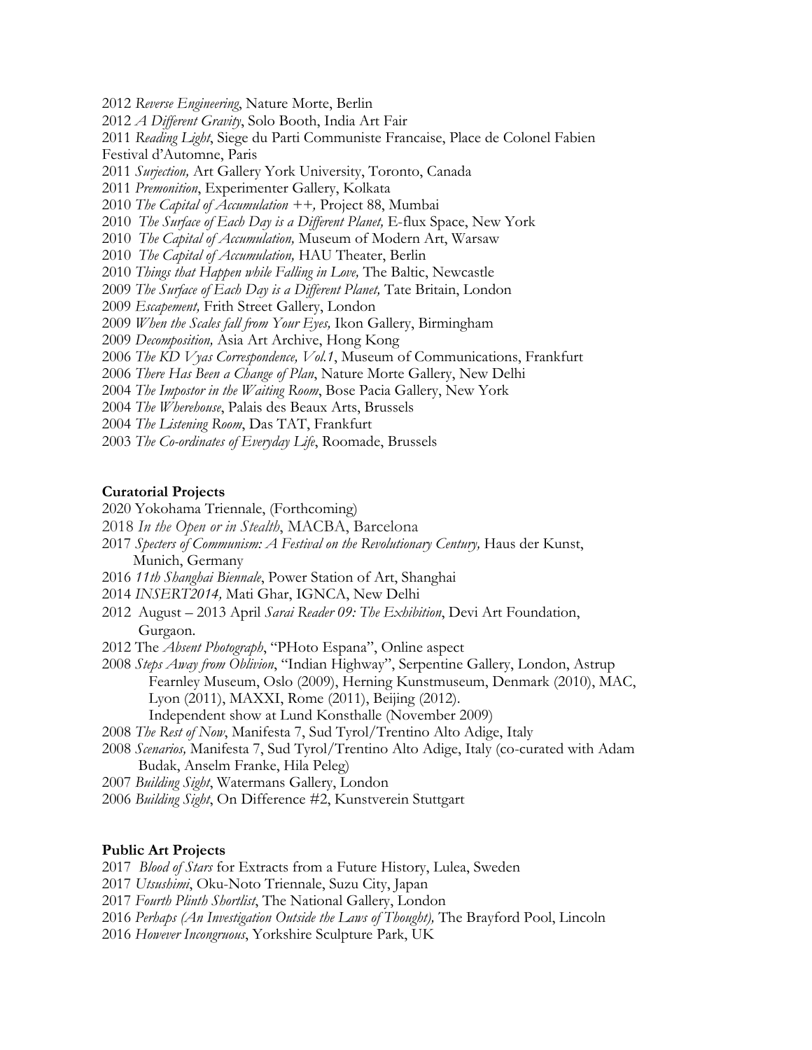2012 *Reverse Engineering*, Nature Morte, Berlin
2012 *A Different Gravity*, Solo Booth, India Art Fair
2011 *Reading Light*, Siege du Parti Communiste Francaise, Place de Colonel Fabien Festival d'Automne, Paris
2011 *Surjection,* Art Gallery York University, Toronto, Canada
2011 *Premonition*, Experimenter Gallery, Kolkata
2010 *The Capital of Accumulation ++,* Project 88, Mumbai
2010 *The Surface of Each Day is a Different Planet,* E-flux Space, New York
2010 *The Capital of Accumulation,* Museum of Modern Art, Warsaw
2010 *The Capital of Accumulation,* HAU Theater, Berlin
2010 *Things that Happen while Falling in Love,* The Baltic, Newcastle
2009 *The Surface of Each Day is a Different Planet,* Tate Britain, London
2009 *Escapement,* Frith Street Gallery, London
2009 *When the Scales fall from Your Eyes,* Ikon Gallery, Birmingham
2009 *Decomposition,* Asia Art Archive, Hong Kong
2006 *The KD Vyas Correspondence, Vol.1*, Museum of Communications, Frankfurt
2006 *There Has Been a Change of Plan*, Nature Morte Gallery, New Delhi
2004 *The Impostor in the Waiting Room*, Bose Pacia Gallery, New York
2004 *The Wherehouse*, Palais des Beaux Arts, Brussels
2004 *The Listening Room*, Das TAT, Frankfurt
2003 *The Co-ordinates of Everyday Life*, Roomade, Brussels

**Curatorial Projects**

2020 Yokohama Triennale, (Forthcoming)
2018 *In the Open or in Stealth*, MACBA, Barcelona
2017 *Specters of Communism: A Festival on the Revolutionary Century,* Haus der Kunst, Munich, Germany
2016 *11th Shanghai Biennale*, Power Station of Art, Shanghai
2014 *INSERT2014,* Mati Ghar, IGNCA, New Delhi
2012 August – 2013 April *Sarai Reader 09: The Exhibition*, Devi Art Foundation, Gurgaon.
2012 The *Absent Photograph*, "PHoto Espana", Online aspect
2008 *Steps Away from Oblivion*, "Indian Highway", Serpentine Gallery, London, Astrup Fearnley Museum, Oslo (2009), Herning Kunstmuseum, Denmark (2010), MAC, Lyon (2011), MAXXI, Rome (2011), Beijing (2012).
Independent show at Lund Konsthalle (November 2009)
2008 *The Rest of Now*, Manifesta 7, Sud Tyrol/Trentino Alto Adige, Italy
2008 *Scenarios,* Manifesta 7, Sud Tyrol/Trentino Alto Adige, Italy (co-curated with Adam Budak, Anselm Franke, Hila Peleg)
2007 *Building Sight*, Watermans Gallery, London
2006 *Building Sight*, On Difference #2, Kunstverein Stuttgart

**Public Art Projects**

2017 *Blood of Stars* for Extracts from a Future History, Lulea, Sweden
2017 *Utsushimi*, Oku-Noto Triennale, Suzu City, Japan
2017 *Fourth Plinth Shortlist*, The National Gallery, London
2016 *Perhaps (An Investigation Outside the Laws of Thought),* The Brayford Pool, Lincoln
2016 *However Incongruous*, Yorkshire Sculpture Park, UK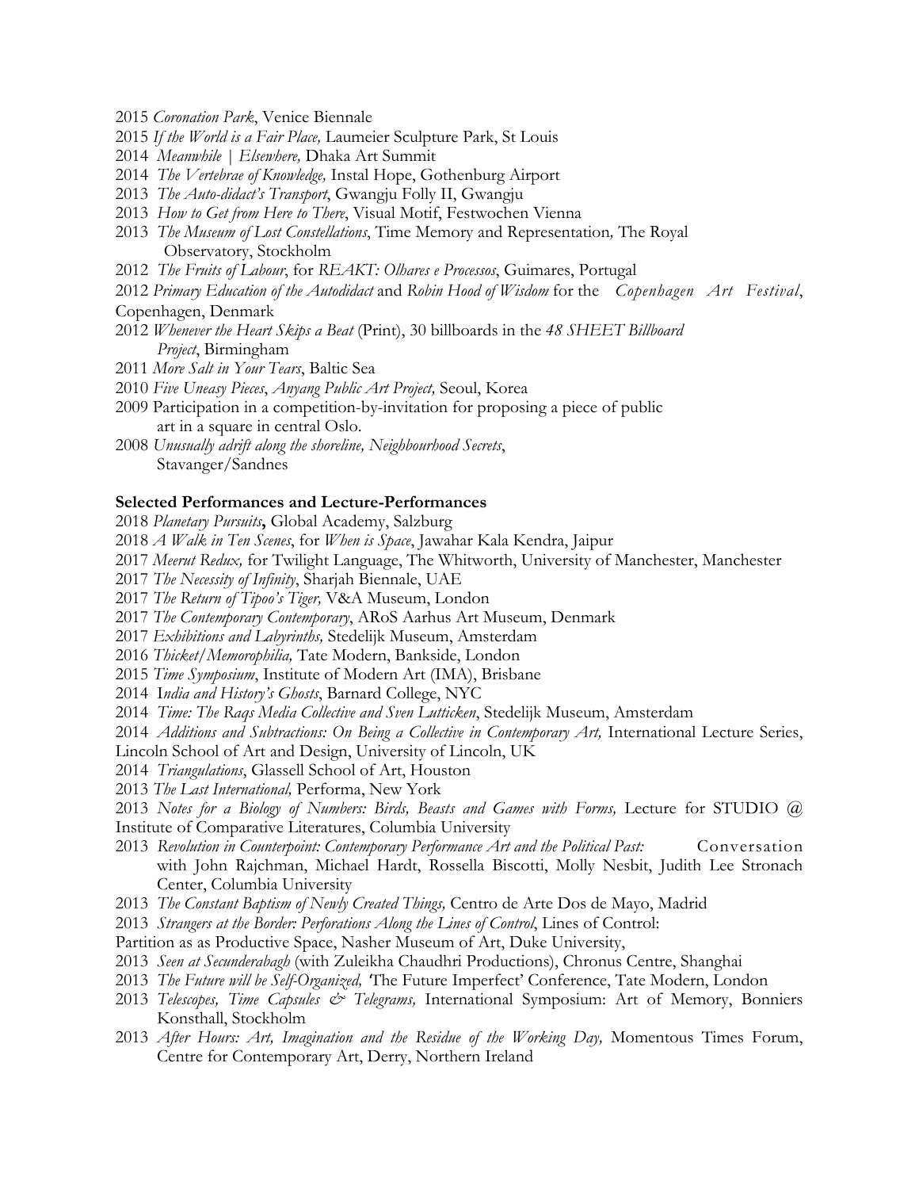2015 *Coronation Park*, Venice Biennale

2015 *If the World is a Fair Place,* Laumeier Sculpture Park, St Louis

2014 *Meanwhile | Elsewhere,* Dhaka Art Summit

2014 *The Vertebrae of Knowledge,* Instal Hope, Gothenburg Airport

2013 *The Auto-didact's Transport*, Gwangju Folly II, Gwangju

2013 *How to Get from Here to There*, Visual Motif, Festwochen Vienna

2013 *The Museum of Lost Constellations*, Time Memory and Representation*,* The Royal Observatory, Stockholm

2012 *The Fruits of Labour*, for *REAKT: Olhares e Processos*, Guimares, Portugal

2012 *Primary Education of the Autodidact* and *Robin Hood of Wisdom* for the *Copenhagen Art Festival*, Copenhagen, Denmark

2012 *Whenever the Heart Skips a Beat* (Print), 30 billboards in the *48 SHEET Billboard Project*, Birmingham

2011 *More Salt in Your Tears*, Baltic Sea

2010 *Five Uneasy Pieces*, *Anyang Public Art Project,* Seoul, Korea

2009 Participation in a competition-by-invitation for proposing a piece of public art in a square in central Oslo.

2008 *Unusually adrift along the shoreline, Neighbourhood Secrets*, Stavanger/Sandnes

**Selected Performances and Lecture-Performances**

2018 *Planetary Pursuits***,** Global Academy, Salzburg

2018 *A Walk in Ten Scenes*, for *When is Space*, Jawahar Kala Kendra, Jaipur

2017 *Meerut Redux,* for Twilight Language, The Whitworth, University of Manchester, Manchester

2017 *The Necessity of Infinity*, Sharjah Biennale, UAE

2017 *The Return of Tipoo's Tiger,* V&A Museum, London

2017 *The Contemporary Contemporary*, ARoS Aarhus Art Museum, Denmark

2017 *Exhibitions and Labyrinths,* Stedelijk Museum, Amsterdam

2016 *Thicket/Memorophilia,* Tate Modern, Bankside, London

2015 *Time Symposium*, Institute of Modern Art (IMA), Brisbane

2014 I*ndia and History's Ghosts*, Barnard College, NYC

2014 *Time: The Raqs Media Collective and Sven Lutticken*, Stedelijk Museum, Amsterdam

2014 *Additions and Subtractions: On Being a Collective in Contemporary Art,* International Lecture Series, Lincoln School of Art and Design, University of Lincoln, UK

2014 *Triangulations*, Glassell School of Art, Houston

2013 *The Last International,* Performa, New York

2013 *Notes for a Biology of Numbers: Birds, Beasts and Games with Forms,* Lecture for STUDIO @ Institute of Comparative Literatures, Columbia University

2013 *Revolution in Counterpoint: Contemporary Performance Art and the Political Past:* Conversation with John Rajchman, Michael Hardt, Rossella Biscotti, Molly Nesbit, Judith Lee Stronach Center, Columbia University

2013 *The Constant Baptism of Newly Created Things,* Centro de Arte Dos de Mayo, Madrid

2013 *Strangers at the Border: Perforations Along the Lines of Control*, Lines of Control: Partition as as Productive Space, Nasher Museum of Art, Duke University,

2013 *Seen at Secunderabagh* (with Zuleikha Chaudhri Productions), Chronus Centre, Shanghai

2013 *The Future will be Self-Organized, '*The Future Imperfect' Conference, Tate Modern, London

2013 *Telescopes, Time Capsules & Telegrams,* International Symposium: Art of Memory, Bonniers Konsthall, Stockholm

2013 *After Hours: Art, Imagination and the Residue of the Working Day,* Momentous Times Forum, Centre for Contemporary Art, Derry, Northern Ireland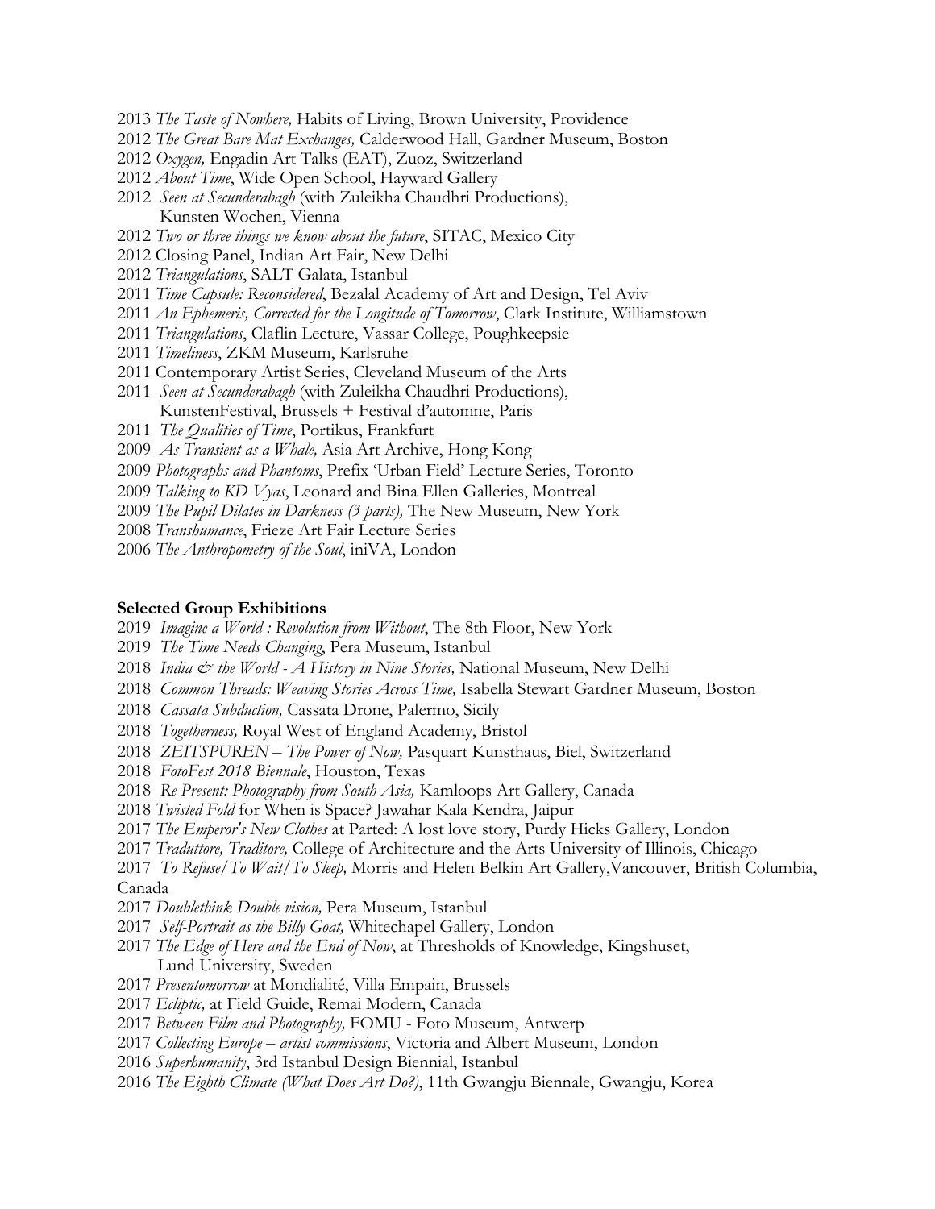2013 *The Taste of Nowhere,* Habits of Living, Brown University, Providence
2012 *The Great Bare Mat Exchanges,* Calderwood Hall, Gardner Museum, Boston
2012 *Oxygen,* Engadin Art Talks (EAT), Zuoz, Switzerland
2012 *About Time*, Wide Open School, Hayward Gallery
2012 *Seen at Secunderabagh* (with Zuleikha Chaudhri Productions),
Kunsten Wochen, Vienna
2012 *Two or three things we know about the future*, SITAC, Mexico City
2012 Closing Panel, Indian Art Fair, New Delhi
2012 *Triangulations*, SALT Galata, Istanbul
2011 *Time Capsule: Reconsidered*, Bezalal Academy of Art and Design, Tel Aviv
2011 *An Ephemeris, Corrected for the Longitude of Tomorrow*, Clark Institute, Williamstown
2011 *Triangulations*, Claflin Lecture, Vassar College, Poughkeepsie
2011 *Timeliness*, ZKM Museum, Karlsruhe
2011 Contemporary Artist Series, Cleveland Museum of the Arts
2011 *Seen at Secunderabagh* (with Zuleikha Chaudhri Productions),
KunstenFestival, Brussels + Festival d'automne, Paris
2011 *The Qualities of Time*, Portikus, Frankfurt
2009 *As Transient as a Whale,* Asia Art Archive, Hong Kong
2009 *Photographs and Phantoms*, Prefix 'Urban Field' Lecture Series, Toronto
2009 *Talking to KD Vyas*, Leonard and Bina Ellen Galleries, Montreal
2009 *The Pupil Dilates in Darkness (3 parts),* The New Museum, New York
2008 *Transhumance*, Frieze Art Fair Lecture Series
2006 *The Anthropometry of the Soul*, iniVA, London

**Selected Group Exhibitions**

2019 *Imagine a World : Revolution from Without*, The 8th Floor, New York
2019 *The Time Needs Changing*, Pera Museum, Istanbul
2018 *India & the World - A History in Nine Stories,* National Museum, New Delhi
2018 *Common Threads: Weaving Stories Across Time,* Isabella Stewart Gardner Museum, Boston
2018 *Cassata Subduction,* Cassata Drone, Palermo, Sicily
2018 *Togetherness,* Royal West of England Academy, Bristol
2018 *ZEITSPUREN – The Power of Now,* Pasquart Kunsthaus, Biel, Switzerland
2018 *FotoFest 2018 Biennale*, Houston, Texas
2018 *Re Present: Photography from South Asia,* Kamloops Art Gallery, Canada
2018 *Twisted Fold* for When is Space? Jawahar Kala Kendra, Jaipur
2017 *The Emperor's New Clothes* at Parted: A lost love story, Purdy Hicks Gallery, London
2017 *Traduttore, Traditore,* College of Architecture and the Arts University of Illinois, Chicago
2017 *To Refuse/To Wait/To Sleep,* Morris and Helen Belkin Art Gallery,Vancouver, British Columbia, Canada
2017 *Doublethink Double vision,* Pera Museum, Istanbul
2017 *Self-Portrait as the Billy Goat,* Whitechapel Gallery, London
2017 *The Edge of Here and the End of Now*, at Thresholds of Knowledge, Kingshuset,
Lund University, Sweden
2017 *Presentomorrow* at Mondialité, Villa Empain, Brussels
2017 *Ecliptic,* at Field Guide, Remai Modern, Canada
2017 *Between Film and Photography,* FOMU - Foto Museum, Antwerp
2017 *Collecting Europe – artist commissions*, Victoria and Albert Museum, London
2016 *Superhumanity*, 3rd Istanbul Design Biennial, Istanbul
2016 *The Eighth Climate (What Does Art Do?)*, 11th Gwangju Biennale, Gwangju, Korea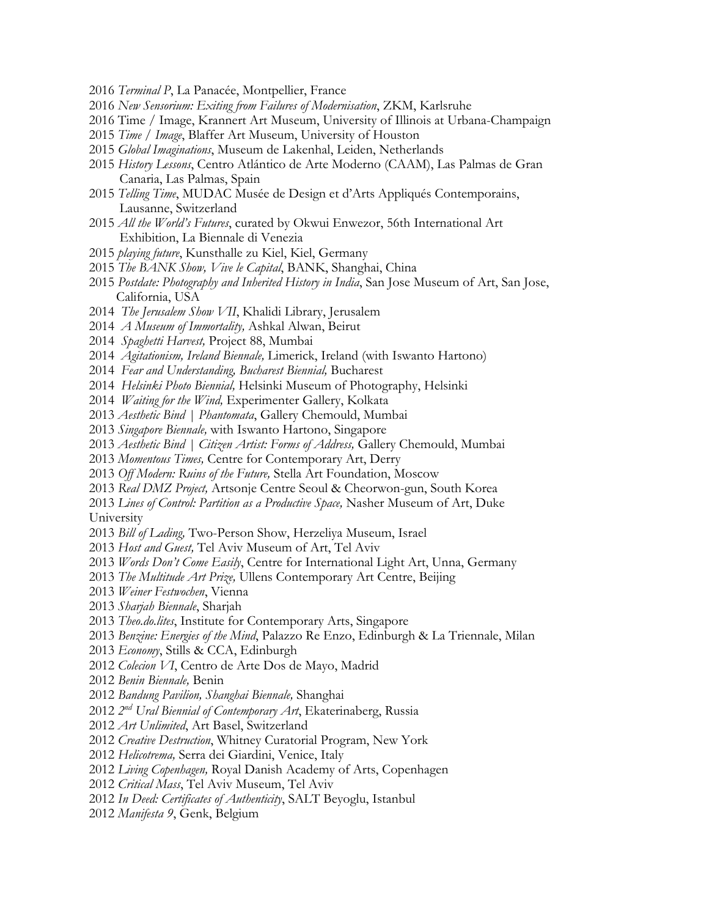2016 *Terminal P*, La Panacée, Montpellier, France
2016 *New Sensorium: Exiting from Failures of Modernisation*, ZKM, Karlsruhe
2016 Time / Image, Krannert Art Museum, University of Illinois at Urbana-Champaign
2015 *Time / Image*, Blaffer Art Museum, University of Houston
2015 *Global Imaginations*, Museum de Lakenhal, Leiden, Netherlands
2015 *History Lessons*, Centro Atlántico de Arte Moderno (CAAM), Las Palmas de Gran Canaria, Las Palmas, Spain
2015 *Telling Time*, MUDAC Musée de Design et d'Arts Appliqués Contemporains, Lausanne, Switzerland
2015 *All the World's Futures*, curated by Okwui Enwezor, 56th International Art Exhibition, La Biennale di Venezia
2015 *playing future*, Kunsthalle zu Kiel, Kiel, Germany
2015 *The BANK Show, Vive le Capital*, BANK, Shanghai, China
2015 *Postdate: Photography and Inherited History in India*, San Jose Museum of Art, San Jose, California, USA
2014 *The Jerusalem Show VII*, Khalidi Library, Jerusalem
2014 *A Museum of Immortality,* Ashkal Alwan, Beirut
2014 *Spaghetti Harvest,* Project 88, Mumbai
2014 *Agitationism, Ireland Biennale,* Limerick, Ireland (with Iswanto Hartono)
2014 *Fear and Understanding, Bucharest Biennial,* Bucharest
2014 *Helsinki Photo Biennial,* Helsinki Museum of Photography, Helsinki
2014 *Waiting for the Wind,* Experimenter Gallery, Kolkata
2013 *Aesthetic Bind | Phantomata*, Gallery Chemould, Mumbai
2013 *Singapore Biennale,* with Iswanto Hartono, Singapore
2013 *Aesthetic Bind | Citizen Artist: Forms of Address,* Gallery Chemould, Mumbai
2013 *Momentous Times,* Centre for Contemporary Art, Derry
2013 *Off Modern: Ruins of the Future,* Stella Art Foundation, Moscow
2013 *Real DMZ Project,* Artsonje Centre Seoul & Cheorwon-gun, South Korea
2013 *Lines of Control: Partition as a Productive Space,* Nasher Museum of Art, Duke University
2013 *Bill of Lading,* Two-Person Show, Herzeliya Museum, Israel
2013 *Host and Guest,* Tel Aviv Museum of Art, Tel Aviv
2013 *Words Don't Come Easily*, Centre for International Light Art, Unna, Germany
2013 *The Multitude Art Prize,* Ullens Contemporary Art Centre, Beijing
2013 *Weiner Festwochen*, Vienna
2013 *Sharjah Biennale*, Sharjah
2013 *Theo.do.lites*, Institute for Contemporary Arts, Singapore
2013 *Benzine: Energies of the Mind*, Palazzo Re Enzo, Edinburgh & La Triennale, Milan
2013 *Economy*, Stills & CCA, Edinburgh
2012 *Colecion VI*, Centro de Arte Dos de Mayo, Madrid
2012 *Benin Biennale,* Benin
2012 *Bandung Pavilion, Shanghai Biennale,* Shanghai
2012 *2nd Ural Biennial of Contemporary Art*, Ekaterinaberg, Russia
2012 *Art Unlimited*, Art Basel, Switzerland
2012 *Creative Destruction*, Whitney Curatorial Program, New York
2012 *Helicotrema,* Serra dei Giardini, Venice, Italy
2012 *Living Copenhagen,* Royal Danish Academy of Arts, Copenhagen
2012 *Critical Mass*, Tel Aviv Museum, Tel Aviv
2012 *In Deed: Certificates of Authenticity*, SALT Beyoglu, Istanbul
2012 *Manifesta 9*, Genk, Belgium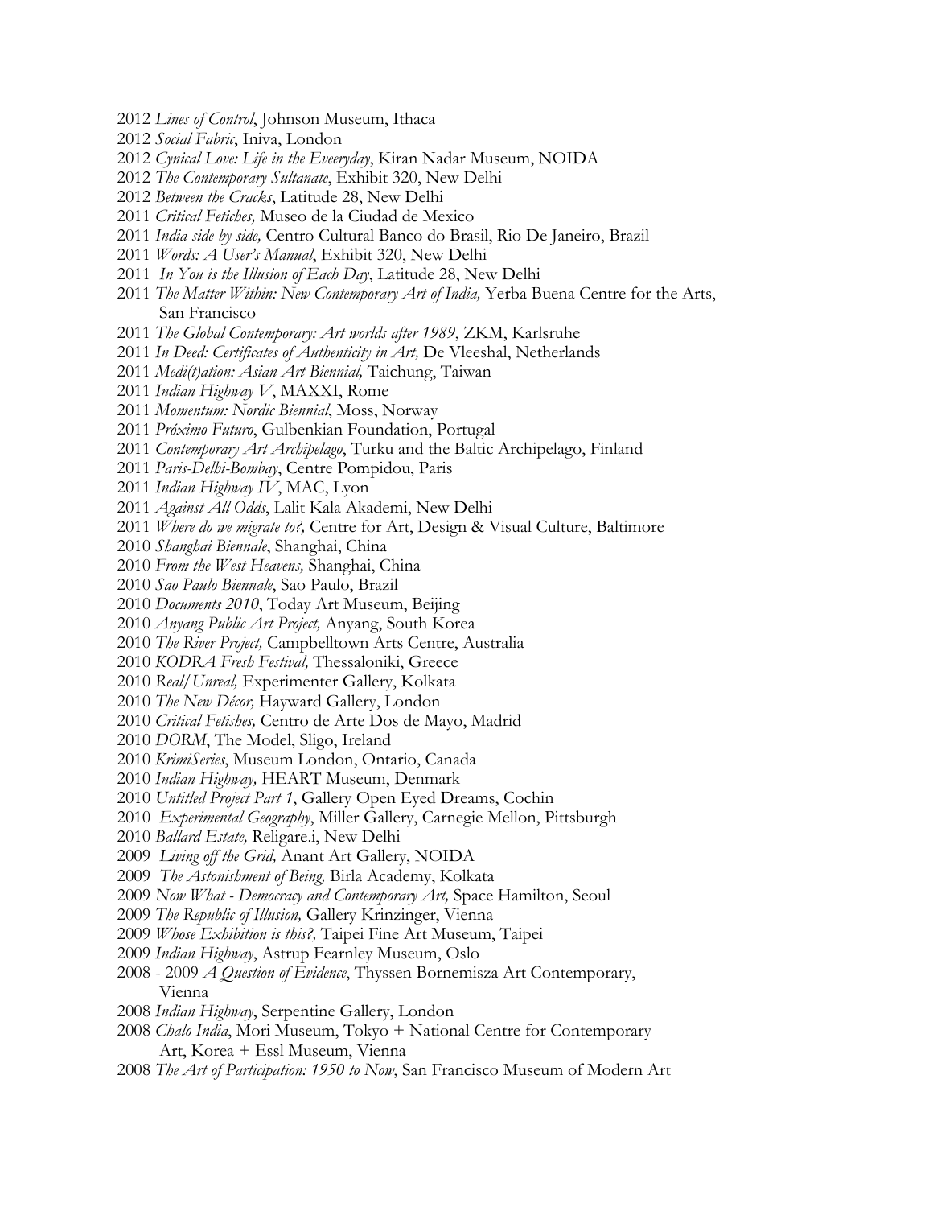2012 *Lines of Control*, Johnson Museum, Ithaca  
2012 *Social Fabric*, Iniva, London  
2012 *Cynical Love: Life in the Eveeryday*, Kiran Nadar Museum, NOIDA  
2012 *The Contemporary Sultanate*, Exhibit 320, New Delhi  
2012 *Between the Cracks*, Latitude 28, New Delhi  
2011 *Critical Fetiches,* Museo de la Ciudad de Mexico  
2011 *India side by side,* Centro Cultural Banco do Brasil, Rio De Janeiro, Brazil  
2011 *Words: A User's Manual*, Exhibit 320, New Delhi  
2011 *In You is the Illusion of Each Day*, Latitude 28, New Delhi  
2011 *The Matter Within: New Contemporary Art of India,* Yerba Buena Centre for the Arts, San Francisco  
2011 *The Global Contemporary: Art worlds after 1989*, ZKM, Karlsruhe  
2011 *In Deed: Certificates of Authenticity in Art,* De Vleeshal, Netherlands  
2011 *Medi(t)ation: Asian Art Biennial,* Taichung, Taiwan  
2011 *Indian Highway V*, MAXXI, Rome  
2011 *Momentum: Nordic Biennial*, Moss, Norway  
2011 *Próximo Futuro*, Gulbenkian Foundation, Portugal  
2011 *Contemporary Art Archipelago*, Turku and the Baltic Archipelago, Finland  
2011 *Paris-Delhi-Bombay*, Centre Pompidou, Paris  
2011 *Indian Highway IV*, MAC, Lyon  
2011 *Against All Odds*, Lalit Kala Akademi, New Delhi  
2011 *Where do we migrate to?,* Centre for Art, Design & Visual Culture, Baltimore  
2010 *Shanghai Biennale*, Shanghai, China  
2010 *From the West Heavens,* Shanghai, China  
2010 *Sao Paulo Biennale*, Sao Paulo, Brazil  
2010 *Documents 2010*, Today Art Museum, Beijing  
2010 *Anyang Public Art Project,* Anyang, South Korea  
2010 *The River Project,* Campbelltown Arts Centre, Australia  
2010 *KODRA Fresh Festival,* Thessaloniki, Greece  
2010 *Real/Unreal,* Experimenter Gallery, Kolkata  
2010 *The New Décor,* Hayward Gallery, London  
2010 *Critical Fetishes,* Centro de Arte Dos de Mayo, Madrid  
2010 *DORM*, The Model, Sligo, Ireland  
2010 *KrimiSeries*, Museum London, Ontario, Canada  
2010 *Indian Highway,* HEART Museum, Denmark  
2010 *Untitled Project Part 1*, Gallery Open Eyed Dreams, Cochin  
2010 *Experimental Geography*, Miller Gallery, Carnegie Mellon, Pittsburgh  
2010 *Ballard Estate,* Religare.i, New Delhi  
2009 *Living off the Grid,* Anant Art Gallery, NOIDA  
2009 *The Astonishment of Being,* Birla Academy, Kolkata  
2009 *Now What - Democracy and Contemporary Art,* Space Hamilton, Seoul  
2009 *The Republic of Illusion,* Gallery Krinzinger, Vienna  
2009 *Whose Exhibition is this?,* Taipei Fine Art Museum, Taipei  
2009 *Indian Highway*, Astrup Fearnley Museum, Oslo  
2008 - 2009 *A Question of Evidence*, Thyssen Bornemisza Art Contemporary, Vienna  
2008 *Indian Highway*, Serpentine Gallery, London  
2008 *Chalo India*, Mori Museum, Tokyo + National Centre for Contemporary Art, Korea + Essl Museum, Vienna  
2008 *The Art of Participation: 1950 to Now*, San Francisco Museum of Modern Art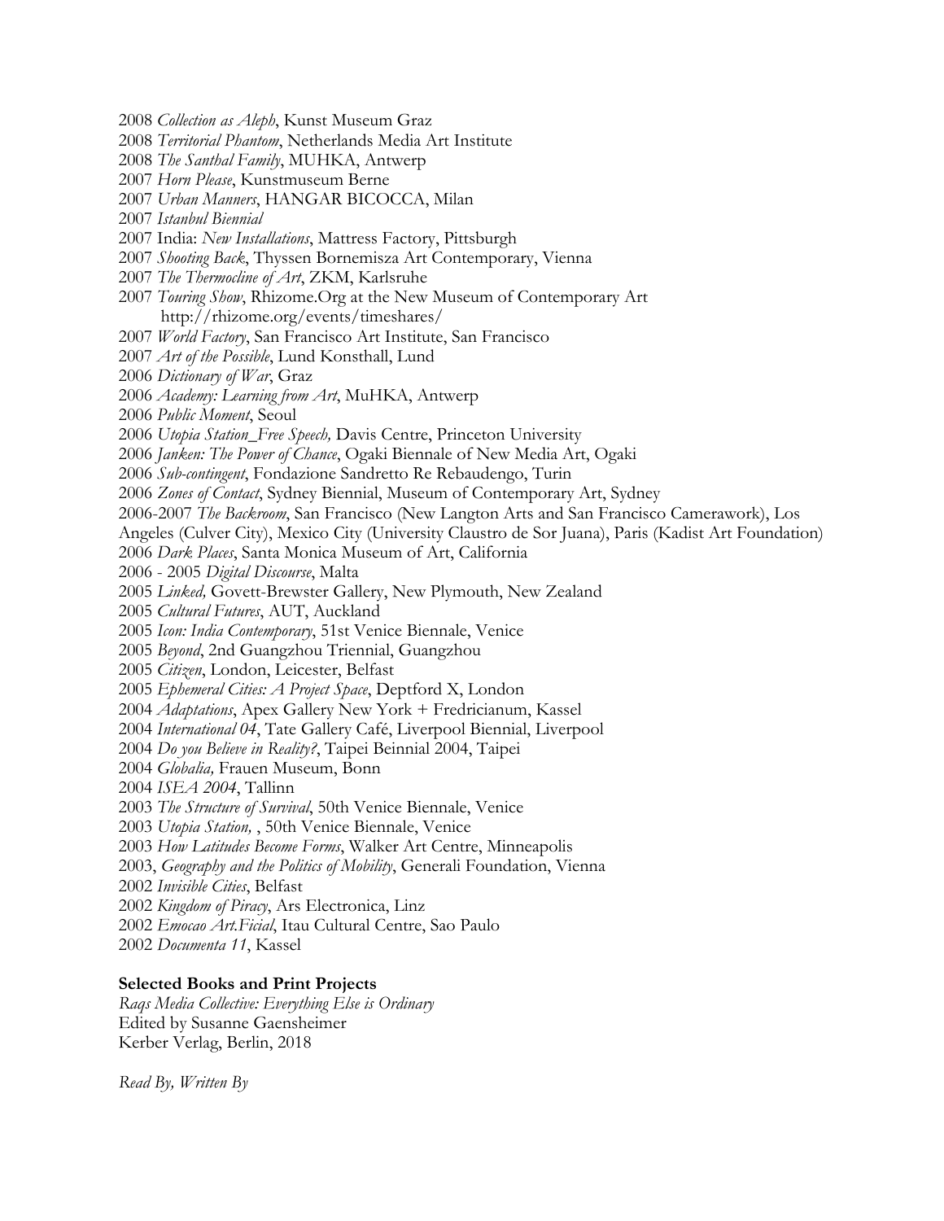2008 *Collection as Aleph*, Kunst Museum Graz
2008 *Territorial Phantom*, Netherlands Media Art Institute
2008 *The Santhal Family*, MUHKA, Antwerp
2007 *Horn Please*, Kunstmuseum Berne
2007 *Urban Manners*, HANGAR BICOCCA, Milan
2007 *Istanbul Biennial*
2007 India: *New Installations*, Mattress Factory, Pittsburgh
2007 *Shooting Back*, Thyssen Bornemisza Art Contemporary, Vienna
2007 *The Thermocline of Art*, ZKM, Karlsruhe
2007 *Touring Show*, Rhizome.Org at the New Museum of Contemporary Art
http://rhizome.org/events/timeshares/
2007 *World Factory*, San Francisco Art Institute, San Francisco
2007 *Art of the Possible*, Lund Konsthall, Lund
2006 *Dictionary of War*, Graz
2006 *Academy: Learning from Art*, MuHKA, Antwerp
2006 *Public Moment*, Seoul
2006 *Utopia Station_Free Speech,* Davis Centre, Princeton University
2006 *Janken: The Power of Chance*, Ogaki Biennale of New Media Art, Ogaki
2006 *Sub-contingent*, Fondazione Sandretto Re Rebaudengo, Turin
2006 *Zones of Contact*, Sydney Biennial, Museum of Contemporary Art, Sydney
2006-2007 *The Backroom*, San Francisco (New Langton Arts and San Francisco Camerawork), Los Angeles (Culver City), Mexico City (University Claustro de Sor Juana), Paris (Kadist Art Foundation)
2006 *Dark Places*, Santa Monica Museum of Art, California
2006 - 2005 *Digital Discourse*, Malta
2005 *Linked,* Govett-Brewster Gallery, New Plymouth, New Zealand
2005 *Cultural Futures*, AUT, Auckland
2005 *Icon: India Contemporary*, 51st Venice Biennale, Venice
2005 *Beyond*, 2nd Guangzhou Triennial, Guangzhou
2005 *Citizen*, London, Leicester, Belfast
2005 *Ephemeral Cities: A Project Space*, Deptford X, London
2004 *Adaptations*, Apex Gallery New York + Fredricianum, Kassel
2004 *International 04*, Tate Gallery Café, Liverpool Biennial, Liverpool
2004 *Do you Believe in Reality?*, Taipei Beinnial 2004, Taipei
2004 *Globalia,* Frauen Museum, Bonn
2004 *ISEA 2004*, Tallinn
2003 *The Structure of Survival*, 50th Venice Biennale, Venice
2003 *Utopia Station,* , 50th Venice Biennale, Venice
2003 *How Latitudes Become Forms*, Walker Art Centre, Minneapolis
2003, *Geography and the Politics of Mobility*, Generali Foundation, Vienna
2002 *Invisible Cities*, Belfast
2002 *Kingdom of Piracy*, Ars Electronica, Linz
2002 *Emocao Art.Ficial*, Itau Cultural Centre, Sao Paulo
2002 *Documenta 11*, Kassel

**Selected Books and Print Projects**

*Raqs Media Collective: Everything Else is Ordinary*
Edited by Susanne Gaensheimer
Kerber Verlag, Berlin, 2018

*Read By, Written By*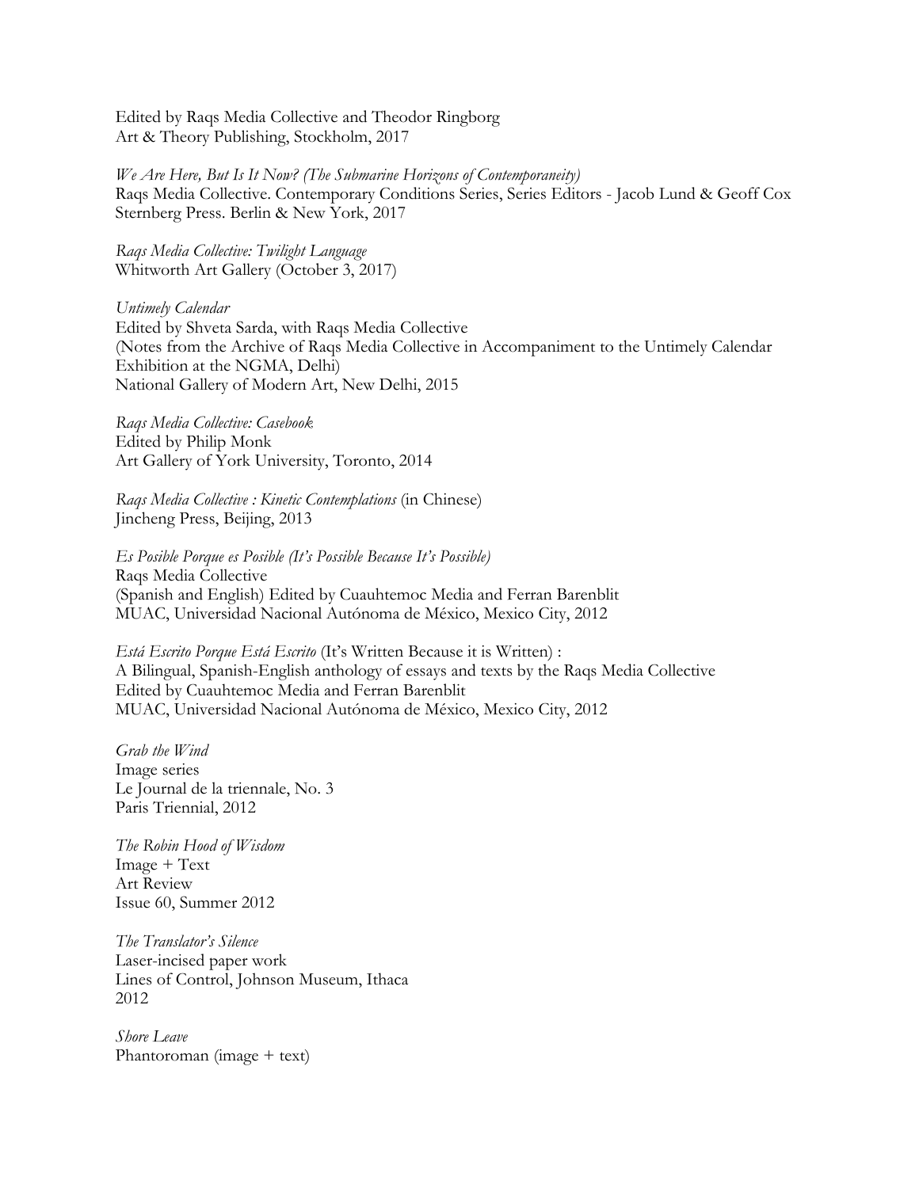Edited by Raqs Media Collective and Theodor Ringborg
Art & Theory Publishing, Stockholm, 2017

*We Are Here, But Is It Now? (The Submarine Horizons of Contemporaneity)*
Raqs Media Collective. Contemporary Conditions Series, Series Editors - Jacob Lund & Geoff Cox
Sternberg Press. Berlin & New York, 2017

*Raqs Media Collective: Twilight Language*
Whitworth Art Gallery (October 3, 2017)

*Untimely Calendar*
Edited by Shveta Sarda, with Raqs Media Collective
(Notes from the Archive of Raqs Media Collective in Accompaniment to the Untimely Calendar Exhibition at the NGMA, Delhi)
National Gallery of Modern Art, New Delhi, 2015

*Raqs Media Collective: Casebook*
Edited by Philip Monk
Art Gallery of York University, Toronto, 2014

*Raqs Media Collective : Kinetic Contemplations* (in Chinese)
Jincheng Press, Beijing, 2013

*Es Posible Porque es Posible (It's Possible Because It's Possible)*
Raqs Media Collective
(Spanish and English) Edited by Cuauhtemoc Media and Ferran Barenblit
MUAC, Universidad Nacional Autónoma de México, Mexico City, 2012

*Está Escrito Porque Está Escrito* (It's Written Because it is Written) :
A Bilingual, Spanish-English anthology of essays and texts by the Raqs Media Collective
Edited by Cuauhtemoc Media and Ferran Barenblit
MUAC, Universidad Nacional Autónoma de México, Mexico City, 2012

*Grab the Wind*
Image series
Le Journal de la triennale, No. 3
Paris Triennial, 2012

*The Robin Hood of Wisdom*
Image + Text
Art Review
Issue 60, Summer 2012

*The Translator's Silence*
Laser-incised paper work
Lines of Control, Johnson Museum, Ithaca
2012

*Shore Leave*
Phantoroman (image + text)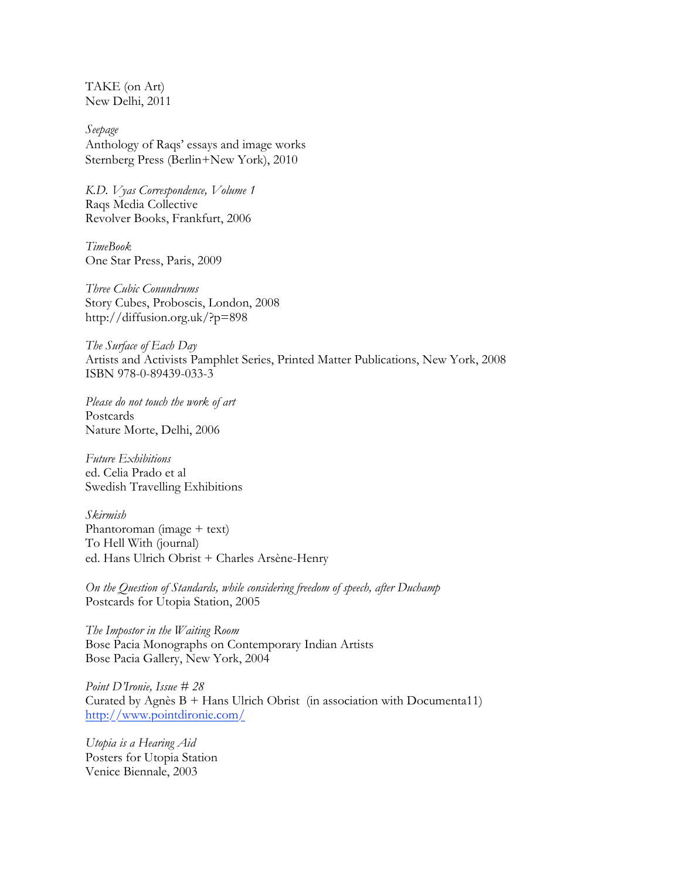TAKE (on Art)
New Delhi, 2011

*Seepage*
Anthology of Raqs' essays and image works
Sternberg Press (Berlin+New York), 2010

*K.D. Vyas Correspondence, Volume 1*
Raqs Media Collective
Revolver Books, Frankfurt, 2006

*TimeBook*
One Star Press, Paris, 2009

*Three Cubic Conundrums*
Story Cubes, Proboscis, London, 2008
http://diffusion.org.uk/?p=898

*The Surface of Each Day*
Artists and Activists Pamphlet Series, Printed Matter Publications, New York, 2008
ISBN 978-0-89439-033-3

*Please do not touch the work of art*
Postcards
Nature Morte, Delhi, 2006

*Future Exhibitions*
ed. Celia Prado et al
Swedish Travelling Exhibitions

*Skirmish*
Phantoroman (image + text)
To Hell With (journal)
ed. Hans Ulrich Obrist + Charles Arsène-Henry

*On the Question of Standards, while considering freedom of speech, after Duchamp*
Postcards for Utopia Station, 2005

*The Impostor in the Waiting Room*
Bose Pacia Monographs on Contemporary Indian Artists
Bose Pacia Gallery, New York, 2004

*Point D'Ironie, Issue # 28*
Curated by Agnès B + Hans Ulrich Obrist (in association with Documenta11)
http://www.pointdironie.com/

*Utopia is a Hearing Aid*
Posters for Utopia Station
Venice Biennale, 2003